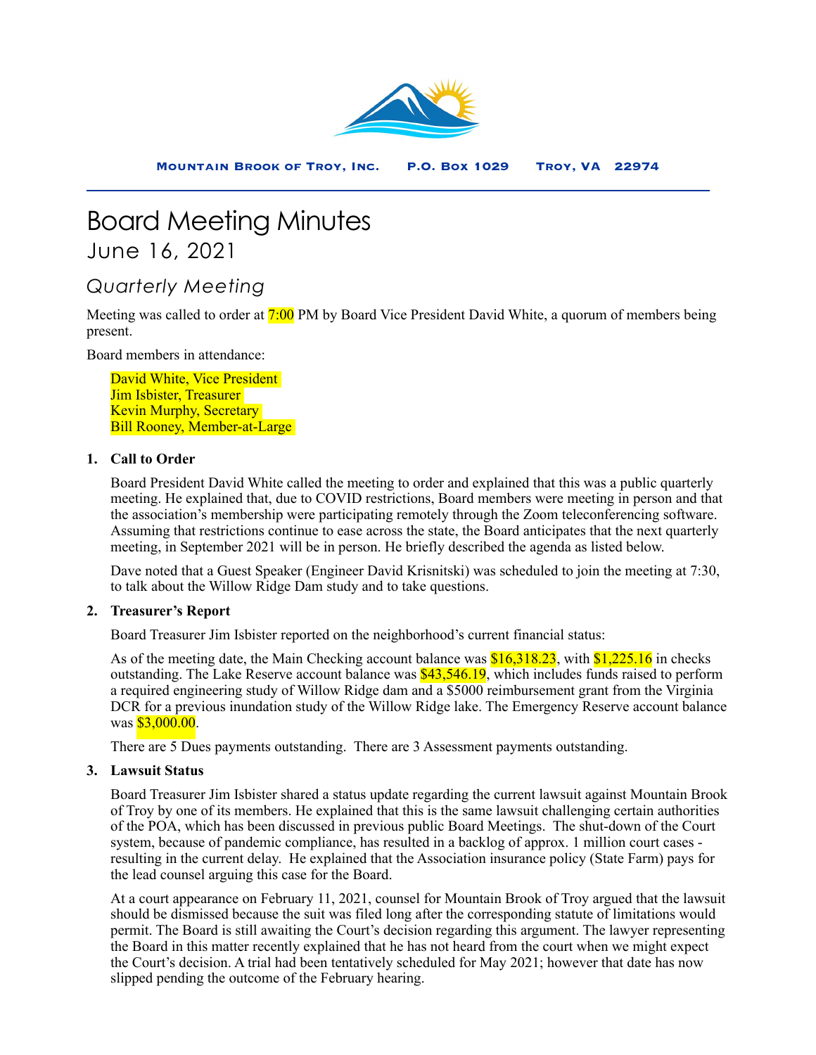**Mountain Brook of Troy, Inc.  P.O. Box 1029  Troy, VA 22974**

# Board Meeting Minutes

## June 16, 2021

### *Quarterly Meeting*

Meeting was called to order at 7:00 PM by Board Vice President David White, a quorum of members being present.

Board members in attendance:

David White, Vice President
Jim Isbister, Treasurer
Kevin Murphy, Secretary
Bill Rooney, Member-at-Large

1. **Call to Order**

   Board President David White called the meeting to order and explained that this was a public quarterly meeting. He explained that, due to COVID restrictions, Board members were meeting in person and that the association's membership were participating remotely through the Zoom teleconferencing software. Assuming that restrictions continue to ease across the state, the Board anticipates that the next quarterly meeting, in September 2021 will be in person. He briefly described the agenda as listed below.

   Dave noted that a Guest Speaker (Engineer David Krisnitski) was scheduled to join the meeting at 7:30, to talk about the Willow Ridge Dam study and to take questions.

2. **Treasurer's Report**

   Board Treasurer Jim Isbister reported on the neighborhood's current financial status:

   As of the meeting date, the Main Checking account balance was $16,318.23, with $1,225.16 in checks outstanding. The Lake Reserve account balance was $43,546.19, which includes funds raised to perform a required engineering study of Willow Ridge dam and a $5000 reimbursement grant from the Virginia DCR for a previous inundation study of the Willow Ridge lake. The Emergency Reserve account balance was $3,000.00.

   There are 5 Dues payments outstanding. There are 3 Assessment payments outstanding.

3. **Lawsuit Status**

   Board Treasurer Jim Isbister shared a status update regarding the current lawsuit against Mountain Brook of Troy by one of its members. He explained that this is the same lawsuit challenging certain authorities of the POA, which has been discussed in previous public Board Meetings. The shut-down of the Court system, because of pandemic compliance, has resulted in a backlog of approx. 1 million court cases - resulting in the current delay. He explained that the Association insurance policy (State Farm) pays for the lead counsel arguing this case for the Board.

   At a court appearance on February 11, 2021, counsel for Mountain Brook of Troy argued that the lawsuit should be dismissed because the suit was filed long after the corresponding statute of limitations would permit. The Board is still awaiting the Court's decision regarding this argument. The lawyer representing the Board in this matter recently explained that he has not heard from the court when we might expect the Court's decision. A trial had been tentatively scheduled for May 2021; however that date has now slipped pending the outcome of the February hearing.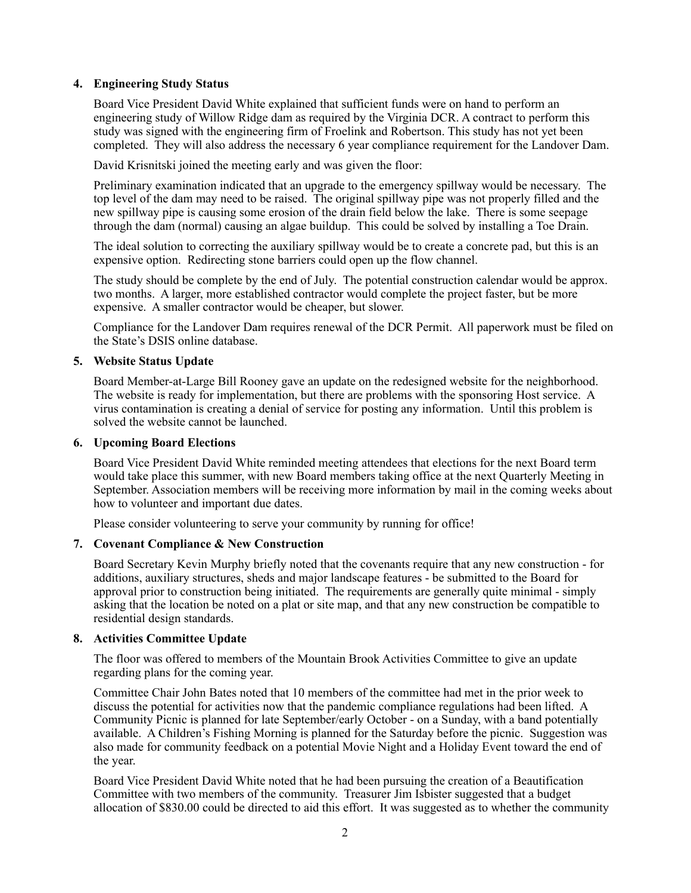4. **Engineering Study Status**

   Board Vice President David White explained that sufficient funds were on hand to perform an engineering study of Willow Ridge dam as required by the Virginia DCR. A contract to perform this study was signed with the engineering firm of Froelink and Robertson. This study has not yet been completed. They will also address the necessary 6 year compliance requirement for the Landover Dam.

   David Krisnitski joined the meeting early and was given the floor:

   Preliminary examination indicated that an upgrade to the emergency spillway would be necessary. The top level of the dam may need to be raised. The original spillway pipe was not properly filled and the new spillway pipe is causing some erosion of the drain field below the lake. There is some seepage through the dam (normal) causing an algae buildup. This could be solved by installing a Toe Drain.

   The ideal solution to correcting the auxiliary spillway would be to create a concrete pad, but this is an expensive option. Redirecting stone barriers could open up the flow channel.

   The study should be complete by the end of July. The potential construction calendar would be approx. two months. A larger, more established contractor would complete the project faster, but be more expensive. A smaller contractor would be cheaper, but slower.

   Compliance for the Landover Dam requires renewal of the DCR Permit. All paperwork must be filed on the State's DSIS online database.

5. **Website Status Update**

   Board Member-at-Large Bill Rooney gave an update on the redesigned website for the neighborhood. The website is ready for implementation, but there are problems with the sponsoring Host service. A virus contamination is creating a denial of service for posting any information. Until this problem is solved the website cannot be launched.

6. **Upcoming Board Elections**

   Board Vice President David White reminded meeting attendees that elections for the next Board term would take place this summer, with new Board members taking office at the next Quarterly Meeting in September. Association members will be receiving more information by mail in the coming weeks about how to volunteer and important due dates.

   Please consider volunteering to serve your community by running for office!

7. **Covenant Compliance & New Construction**

   Board Secretary Kevin Murphy briefly noted that the covenants require that any new construction - for additions, auxiliary structures, sheds and major landscape features - be submitted to the Board for approval prior to construction being initiated. The requirements are generally quite minimal - simply asking that the location be noted on a plat or site map, and that any new construction be compatible to residential design standards.

8. **Activities Committee Update**

   The floor was offered to members of the Mountain Brook Activities Committee to give an update regarding plans for the coming year.

   Committee Chair John Bates noted that 10 members of the committee had met in the prior week to discuss the potential for activities now that the pandemic compliance regulations had been lifted. A Community Picnic is planned for late September/early October - on a Sunday, with a band potentially available. A Children's Fishing Morning is planned for the Saturday before the picnic. Suggestion was also made for community feedback on a potential Movie Night and a Holiday Event toward the end of the year.

   Board Vice President David White noted that he had been pursuing the creation of a Beautification Committee with two members of the community. Treasurer Jim Isbister suggested that a budget allocation of $830.00 could be directed to aid this effort. It was suggested as to whether the community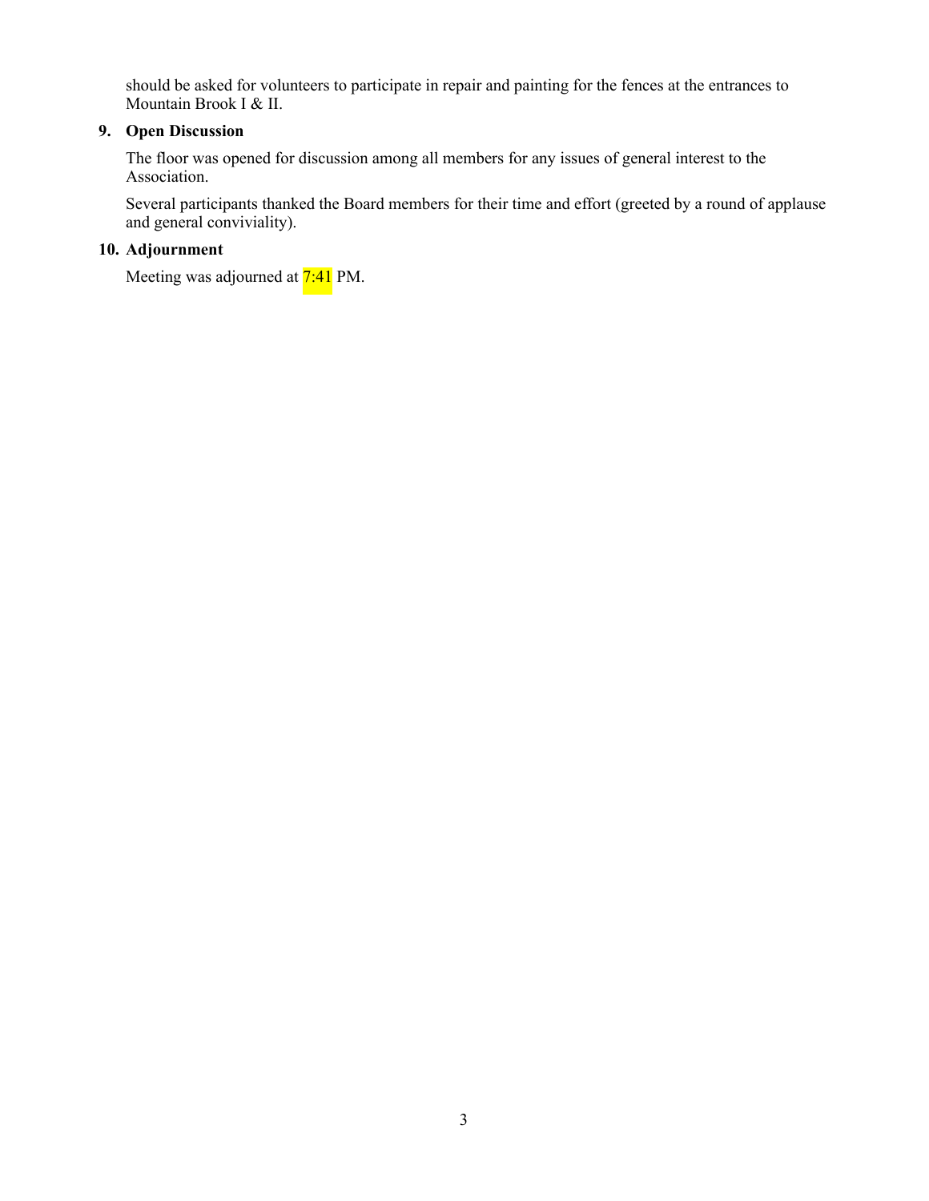should be asked for volunteers to participate in repair and painting for the fences at the entrances to Mountain Brook I & II.

**9. Open Discussion**

The floor was opened for discussion among all members for any issues of general interest to the Association.

Several participants thanked the Board members for their time and effort (greeted by a round of applause and general conviviality).

**10. Adjournment**

Meeting was adjourned at 7:41 PM.